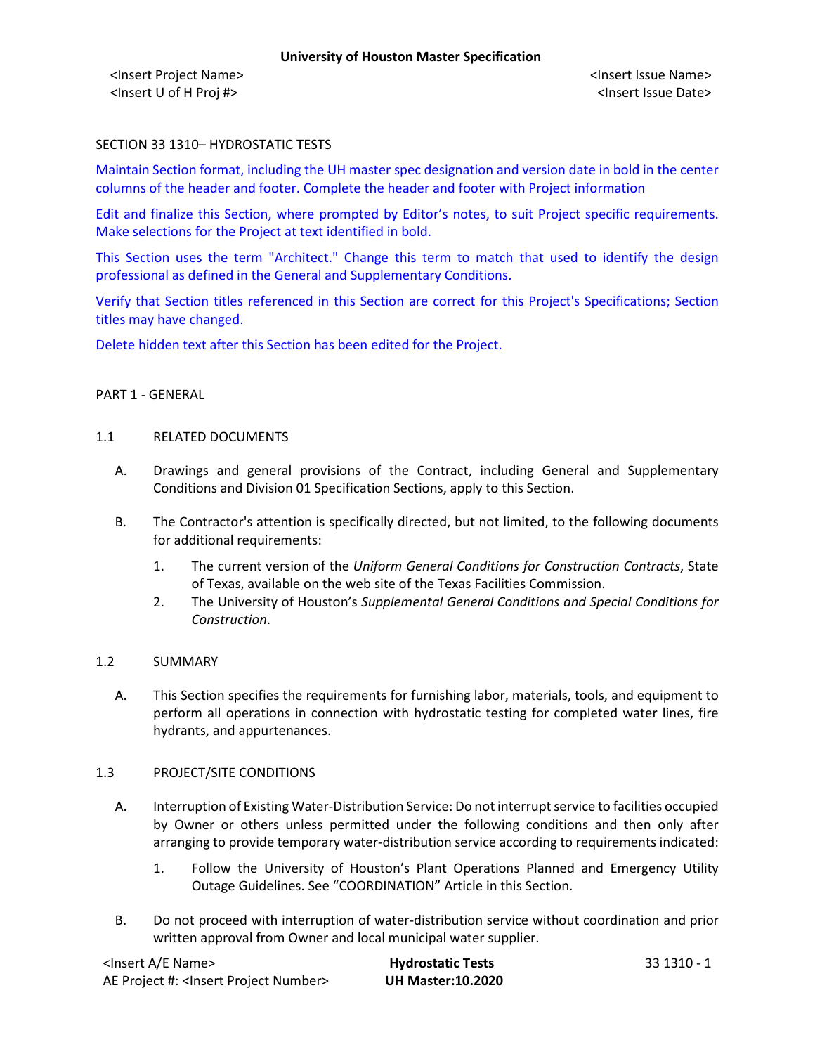# SECTION 33 1310– HYDROSTATIC TESTS

Maintain Section format, including the UH master spec designation and version date in bold in the center columns of the header and footer. Complete the header and footer with Project information

Edit and finalize this Section, where prompted by Editor's notes, to suit Project specific requirements. Make selections for the Project at text identified in bold.

This Section uses the term "Architect." Change this term to match that used to identify the design professional as defined in the General and Supplementary Conditions.

Verify that Section titles referenced in this Section are correct for this Project's Specifications; Section titles may have changed.

Delete hidden text after this Section has been edited for the Project.

## PART 1 - GENERAL

### 1.1 RELATED DOCUMENTS

A. Drawings and general provisions of the Contract, including General and Supplementary Conditions and Division 01 Specification Sections, apply to this Section.

B. The Contractor's attention is specifically directed, but not limited, to the following documents for additional requirements:

1. The current version of the *Uniform General Conditions for Construction Contracts*, State of Texas, available on the web site of the Texas Facilities Commission.
2. The University of Houston's *Supplemental General Conditions and Special Conditions for Construction*.

### 1.2 SUMMARY

A. This Section specifies the requirements for furnishing labor, materials, tools, and equipment to perform all operations in connection with hydrostatic testing for completed water lines, fire hydrants, and appurtenances.

### 1.3 PROJECT/SITE CONDITIONS

A. Interruption of Existing Water-Distribution Service: Do not interrupt service to facilities occupied by Owner or others unless permitted under the following conditions and then only after arranging to provide temporary water-distribution service according to requirements indicated:

1. Follow the University of Houston's Plant Operations Planned and Emergency Utility Outage Guidelines. See "COORDINATION" Article in this Section.

B. Do not proceed with interruption of water-distribution service without coordination and prior written approval from Owner and local municipal water supplier.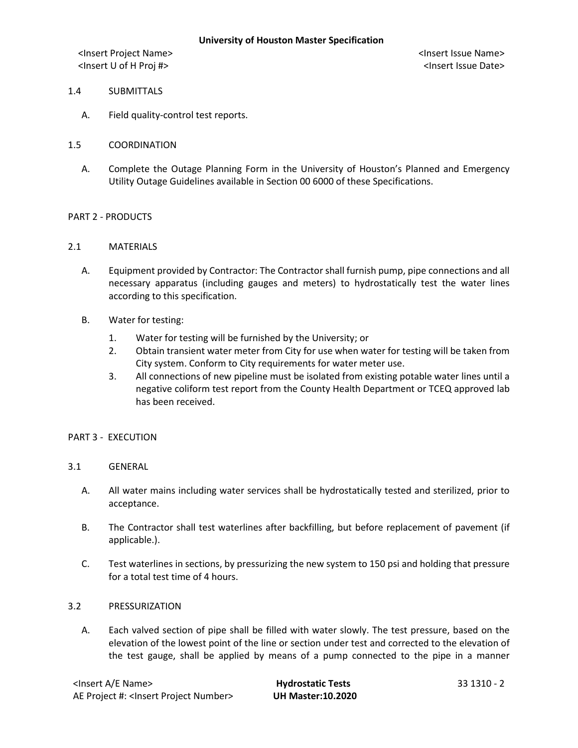1.4 SUBMITTALS

A. Field quality-control test reports.

1.5 COORDINATION

A. Complete the Outage Planning Form in the University of Houston's Planned and Emergency Utility Outage Guidelines available in Section 00 6000 of these Specifications.

PART 2 - PRODUCTS

2.1 MATERIALS

A. Equipment provided by Contractor: The Contractor shall furnish pump, pipe connections and all necessary apparatus (including gauges and meters) to hydrostatically test the water lines according to this specification.

B. Water for testing:

1. Water for testing will be furnished by the University; or
2. Obtain transient water meter from City for use when water for testing will be taken from City system. Conform to City requirements for water meter use.
3. All connections of new pipeline must be isolated from existing potable water lines until a negative coliform test report from the County Health Department or TCEQ approved lab has been received.

PART 3 - EXECUTION

3.1 GENERAL

A. All water mains including water services shall be hydrostatically tested and sterilized, prior to acceptance.

B. The Contractor shall test waterlines after backfilling, but before replacement of pavement (if applicable.).

C. Test waterlines in sections, by pressurizing the new system to 150 psi and holding that pressure for a total test time of 4 hours.

3.2 PRESSURIZATION

A. Each valved section of pipe shall be filled with water slowly. The test pressure, based on the elevation of the lowest point of the line or section under test and corrected to the elevation of the test gauge, shall be applied by means of a pump connected to the pipe in a manner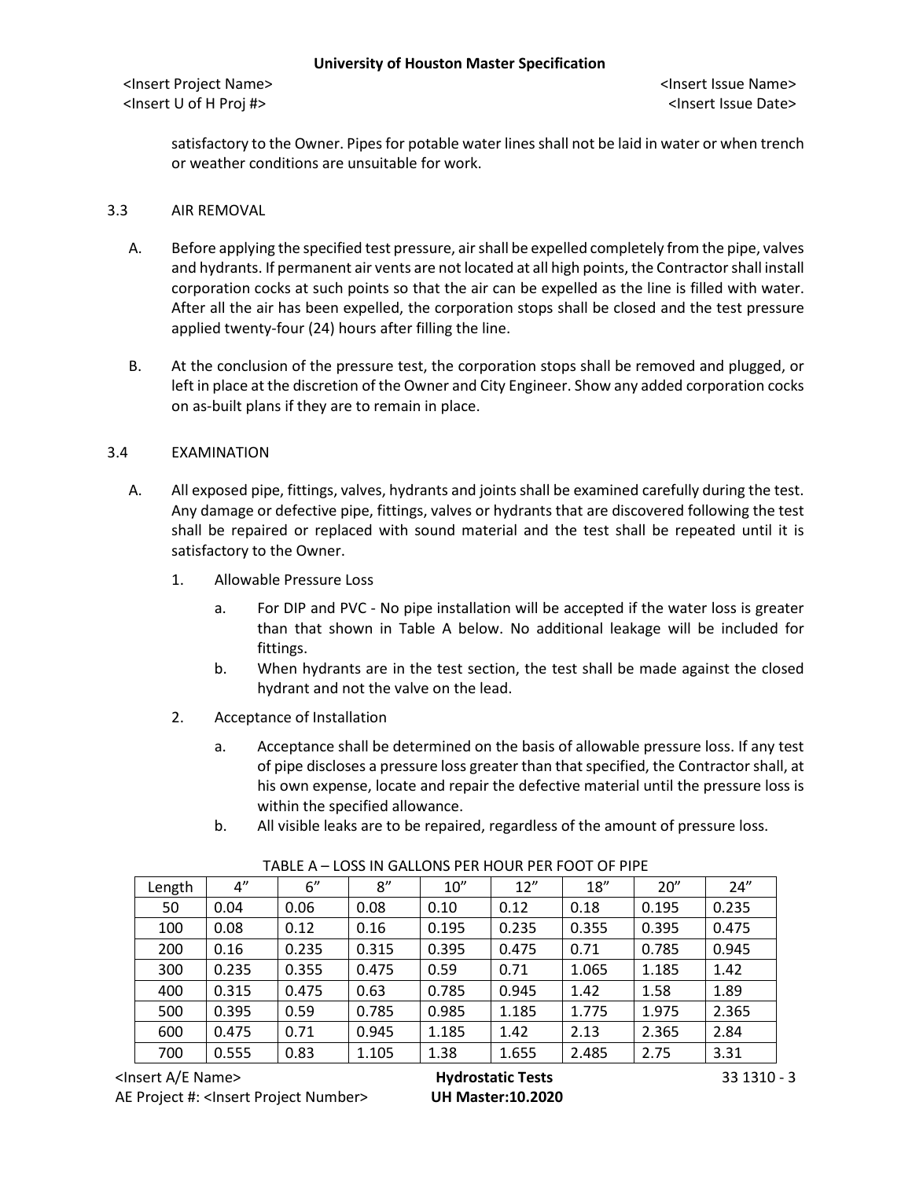satisfactory to the Owner. Pipes for potable water lines shall not be laid in water or when trench or weather conditions are unsuitable for work.

## 3.3 AIR REMOVAL

A. Before applying the specified test pressure, air shall be expelled completely from the pipe, valves and hydrants. If permanent air vents are not located at all high points, the Contractor shall install corporation cocks at such points so that the air can be expelled as the line is filled with water. After all the air has been expelled, the corporation stops shall be closed and the test pressure applied twenty-four (24) hours after filling the line.

B. At the conclusion of the pressure test, the corporation stops shall be removed and plugged, or left in place at the discretion of the Owner and City Engineer. Show any added corporation cocks on as-built plans if they are to remain in place.

## 3.4 EXAMINATION

A. All exposed pipe, fittings, valves, hydrants and joints shall be examined carefully during the test. Any damage or defective pipe, fittings, valves or hydrants that are discovered following the test shall be repaired or replaced with sound material and the test shall be repeated until it is satisfactory to the Owner.

1. Allowable Pressure Loss

   a. For DIP and PVC - No pipe installation will be accepted if the water loss is greater than that shown in Table A below. No additional leakage will be included for fittings.

   b. When hydrants are in the test section, the test shall be made against the closed hydrant and not the valve on the lead.

2. Acceptance of Installation

   a. Acceptance shall be determined on the basis of allowable pressure loss. If any test of pipe discloses a pressure loss greater than that specified, the Contractor shall, at his own expense, locate and repair the defective material until the pressure loss is within the specified allowance.

   b. All visible leaks are to be repaired, regardless of the amount of pressure loss.

TABLE A – LOSS IN GALLONS PER HOUR PER FOOT OF PIPE

| Length | 4" | 6" | 8" | 10" | 12" | 18" | 20" | 24" |
|---|---|---|---|---|---|---|---|---|
| 50 | 0.04 | 0.06 | 0.08 | 0.10 | 0.12 | 0.18 | 0.195 | 0.235 |
| 100 | 0.08 | 0.12 | 0.16 | 0.195 | 0.235 | 0.355 | 0.395 | 0.475 |
| 200 | 0.16 | 0.235 | 0.315 | 0.395 | 0.475 | 0.71 | 0.785 | 0.945 |
| 300 | 0.235 | 0.355 | 0.475 | 0.59 | 0.71 | 1.065 | 1.185 | 1.42 |
| 400 | 0.315 | 0.475 | 0.63 | 0.785 | 0.945 | 1.42 | 1.58 | 1.89 |
| 500 | 0.395 | 0.59 | 0.785 | 0.985 | 1.185 | 1.775 | 1.975 | 2.365 |
| 600 | 0.475 | 0.71 | 0.945 | 1.185 | 1.42 | 2.13 | 2.365 | 2.84 |
| 700 | 0.555 | 0.83 | 1.105 | 1.38 | 1.655 | 2.485 | 2.75 | 3.31 |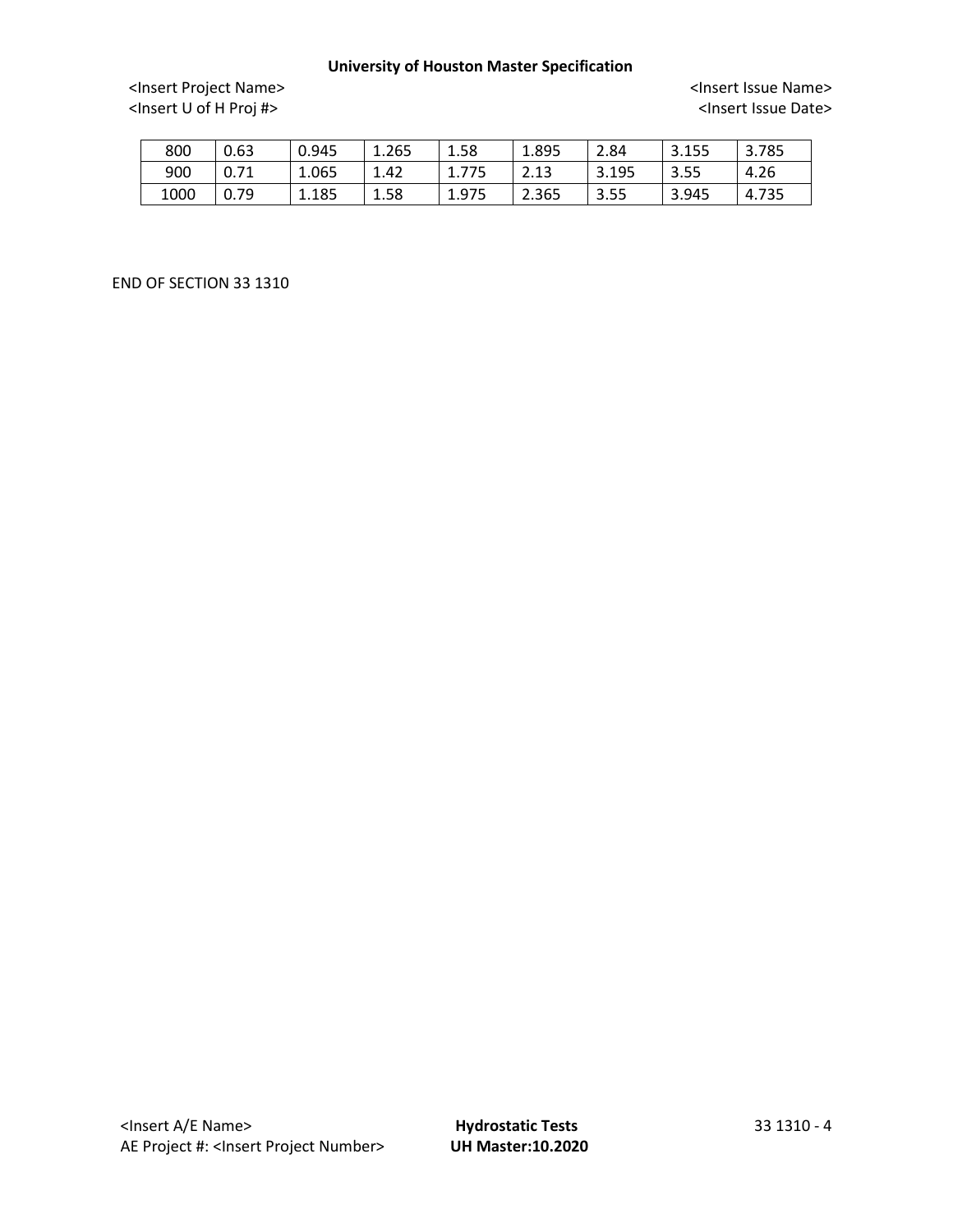| | | | | | | | | |
|---|---|---|---|---|---|---|---|---|
| 800 | 0.63 | 0.945 | 1.265 | 1.58 | 1.895 | 2.84 | 3.155 | 3.785 |
| 900 | 0.71 | 1.065 | 1.42 | 1.775 | 2.13 | 3.195 | 3.55 | 4.26 |
| 1000 | 0.79 | 1.185 | 1.58 | 1.975 | 2.365 | 3.55 | 3.945 | 4.735 |

END OF SECTION 33 1310